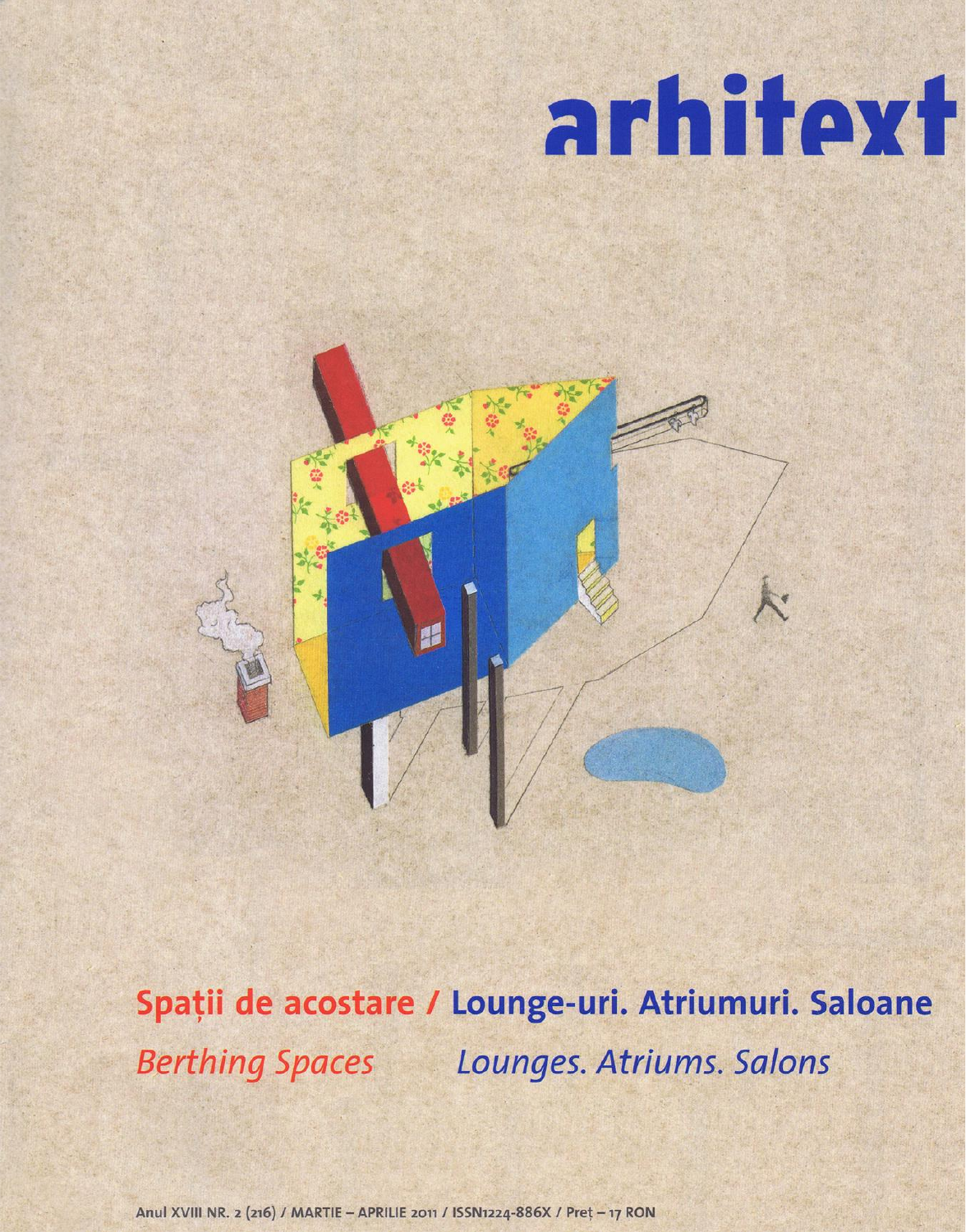# arhitext

**Spații de acostare / Lounge-uri. Atriumuri. Saloane**

*Berthing Spaces* *Lounges. Atriums. Salons*

Anul XVIII NR. 2 (216) / MARTIE – APRILIE 2011 / ISSN1224-886X / Preț – 17 RON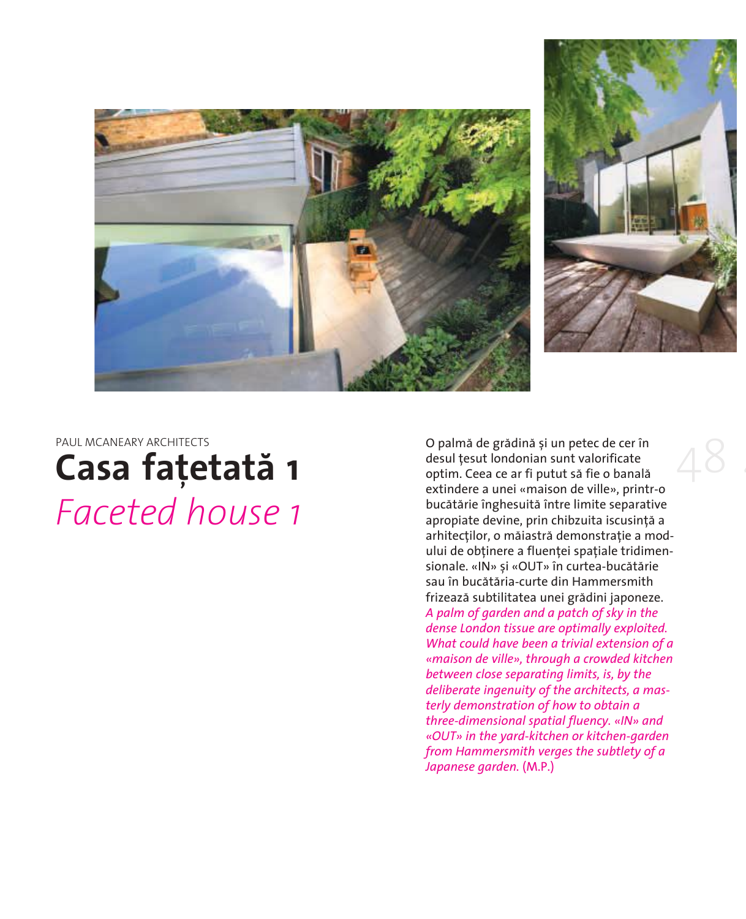PAUL MCANEARY ARCHITECTS

# Casa fațetată 1

# *Faceted house 1*

O palmă de grădină și un petec de cer în desul țesut londonian sunt valorificate optim. Ceea ce ar fi putut să fie o banală extindere a unei «maison de ville», printr-o bucătărie înghesuită între limite separative apropiate devine, prin chibzuita iscusință a arhitecților, o măiastră demonstrație a modului de obținere a fluenței spațiale tridimensionale. «IN» și «OUT» în curtea-bucătărie sau în bucătăria-curte din Hammersmith frizează subtilitatea unei grădini japoneze.

*A palm of garden and a patch of sky in the dense London tissue are optimally exploited. What could have been a trivial extension of a «maison de ville», through a crowded kitchen between close separating limits, is, by the deliberate ingenuity of the architects, a masterly demonstration of how to obtain a three-dimensional spatial fluency. «IN» and «OUT» in the yard-kitchen or kitchen-garden from Hammersmith verges the subtlety of a Japanese garden.* (M.P.)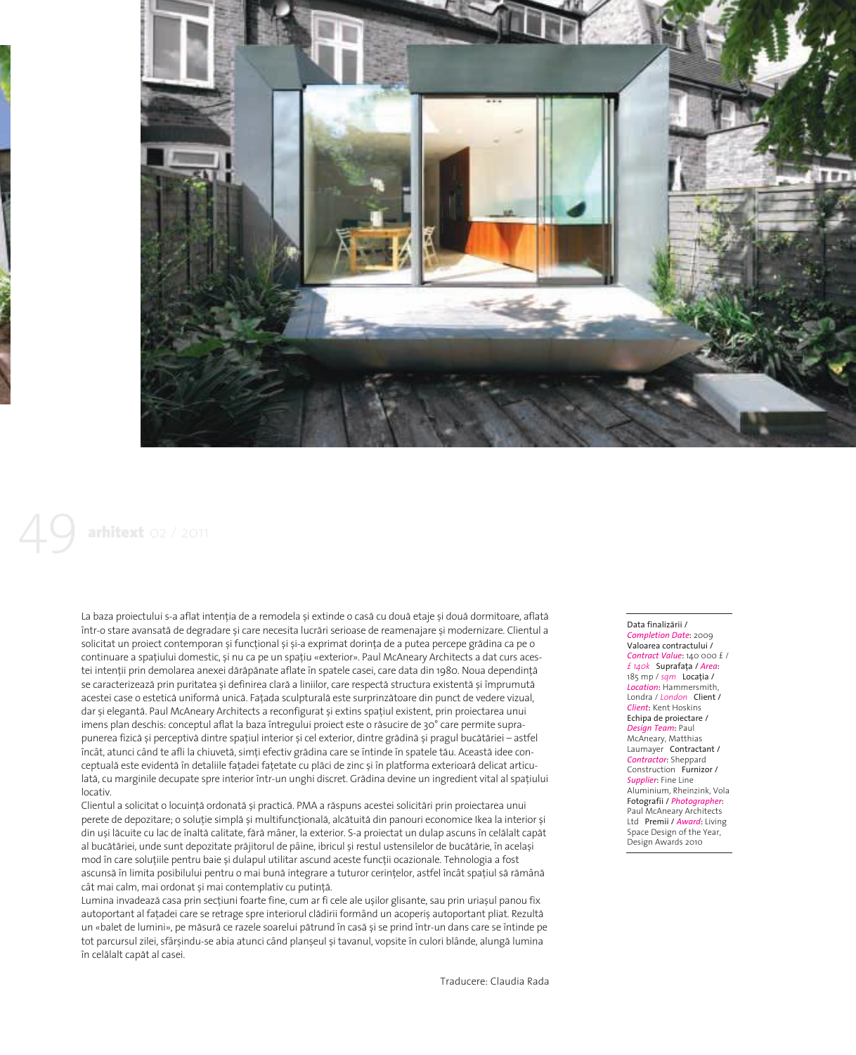La baza proiectului s-a aflat intenția de a remodela și extinde o casă cu două etaje și două dormitoare, aflată într-o stare avansată de degradare și care necesita lucrări serioase de reamenajare și modernizare. Clientul a solicitat un proiect contemporan și funcțional și și-a exprimat dorința de a putea percepe grădina ca pe o continuare a spațiului domestic, și nu ca pe un spațiu «exterior». Paul McAneary Architects a dat curs acestei intenții prin demolarea anexei dărăpănate aflate în spatele casei, care data din 1980. Noua dependință se caracterizează prin puritatea și definirea clară a liniilor, care respectă structura existentă și împrumută acestei case o estetică uniformă unică. Fațada sculpturală este surprinzătoare din punct de vedere vizual, dar și elegantă. Paul McAneary Architects a reconfigurat și extins spațiul existent, prin proiectarea unui imens plan deschis: conceptul aflat la baza întregului proiect este o răsucire de 30° care permite suprapunerea fizică și perceptivă dintre spațiul interior și cel exterior, dintre grădină și pragul bucătăriei – astfel încât, atunci când te afli la chiuvetă, simți efectiv grădina care se întinde în spatele tău. Această idee conceptuală este evidentă în detaliile fațadei fațetate cu plăci de zinc și în platforma exterioară delicat articulată, cu marginile decupate spre interior într-un unghi discret. Grădina devine un ingredient vital al spațiului locativ.

Clientul a solicitat o locuință ordonată și practică. PMA a răspuns acestei solicitări prin proiectarea unui perete de depozitare; o soluție simplă și multifuncțională, alcătuită din panouri economice Ikea la interior și din uși lăcuite cu lac de înaltă calitate, fără mâner, la exterior. S-a proiectat un dulap ascuns în celălalt capăt al bucătăriei, unde sunt depozitate prăjitorul de pâine, ibricul și restul ustensilelor de bucătărie, în același mod în care soluțiile pentru baie și dulapul utilitar ascund aceste funcții ocazionale. Tehnologia a fost ascunsă în limita posibilului pentru o mai bună integrare a tuturor cerințelor, astfel încât spațiul să rămână cât mai calm, mai ordonat și mai contemplativ cu putință.

Lumina invadează casa prin secțiuni foarte fine, cum ar fi cele ale ușilor glisante, sau prin uriașul panou fix autoportant al fațadei care se retrage spre interiorul clădirii formând un acoperiș autoportant pliat. Rezultă un «balet de lumini», pe măsură ce razele soarelui pătrund în casă și se prind într-un dans care se întinde pe tot parcursul zilei, sfârșindu-se abia atunci când planșeul și tavanul, vopsite în culori blânde, alungă lumina în celălalt capăt al casei.

Traducere: Claudia Rada

Data finalizării / *Completion Date*: 2009
Valoarea contractului / *Contract Value*: 140 000 £ / *£ 140k*
Suprafața / *Area*: 185 mp / *sqm*
Locația / *Location*: Hammersmith, Londra / *London*
Client / *Client*: Kent Hoskins
Echipa de proiectare / *Design Team*: Paul McAneary, Matthias Laumayer
Contractant / *Contractor*: Sheppard Construction
Furnizor / *Supplier*: Fine Line Aluminium, Rheinzink, Vola
Fotografii / *Photographer*: Paul McAneary Architects Ltd
Premii / *Award*: Living Space Design of the Year, Design Awards 2010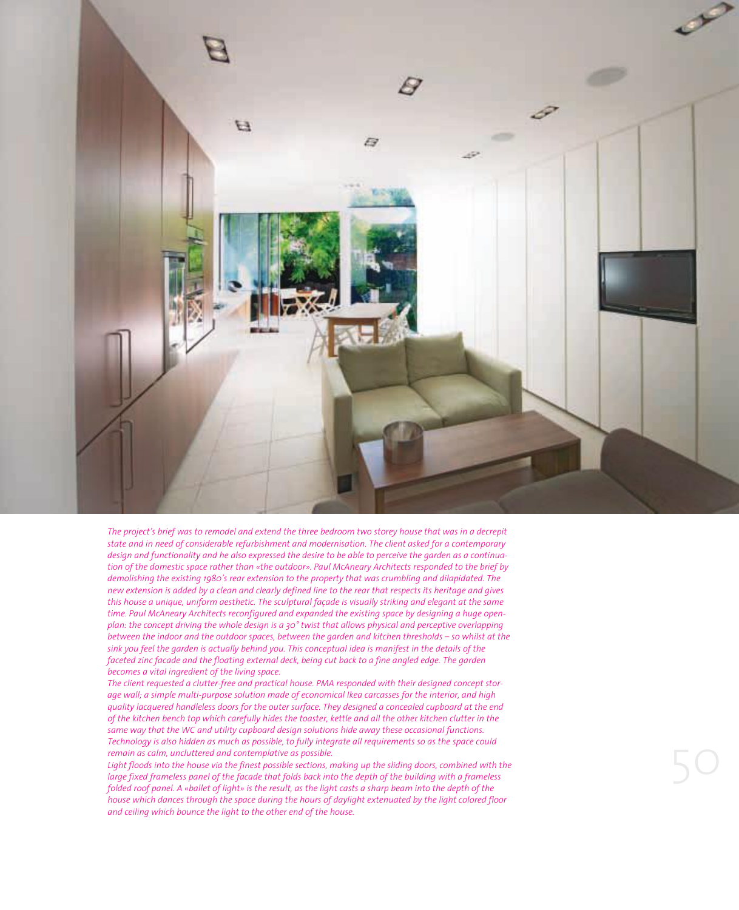*The project's brief was to remodel and extend the three bedroom two storey house that was in a decrepit state and in need of considerable refurbishment and modernisation. The client asked for a contemporary design and functionality and he also expressed the desire to be able to perceive the garden as a continuation of the domestic space rather than «the outdoor». Paul McAneary Architects responded to the brief by demolishing the existing 1980's rear extension to the property that was crumbling and dilapidated. The new extension is added by a clean and clearly defined line to the rear that respects its heritage and gives this house a unique, uniform aesthetic. The sculptural façade is visually striking and elegant at the same time. Paul McAneary Architects reconfigured and expanded the existing space by designing a huge open-plan: the concept driving the whole design is a 30° twist that allows physical and perceptive overlapping between the indoor and the outdoor spaces, between the garden and kitchen thresholds – so whilst at the sink you feel the garden is actually behind you. This conceptual idea is manifest in the details of the faceted zinc facade and the floating external deck, being cut back to a fine angled edge. The garden becomes a vital ingredient of the living space.*

*The client requested a clutter-free and practical house. PMA responded with their designed concept storage wall; a simple multi-purpose solution made of economical Ikea carcasses for the interior, and high quality lacquered handleless doors for the outer surface. They designed a concealed cupboard at the end of the kitchen bench top which carefully hides the toaster, kettle and all the other kitchen clutter in the same way that the WC and utility cupboard design solutions hide away these occasional functions. Technology is also hidden as much as possible, to fully integrate all requirements so as the space could remain as calm, uncluttered and contemplative as possible.*

*Light floods into the house via the finest possible sections, making up the sliding doors, combined with the large fixed frameless panel of the facade that folds back into the depth of the building with a frameless folded roof panel. A «ballet of light» is the result, as the light casts a sharp beam into the depth of the house which dances through the space during the hours of daylight extenuated by the light colored floor and ceiling which bounce the light to the other end of the house.*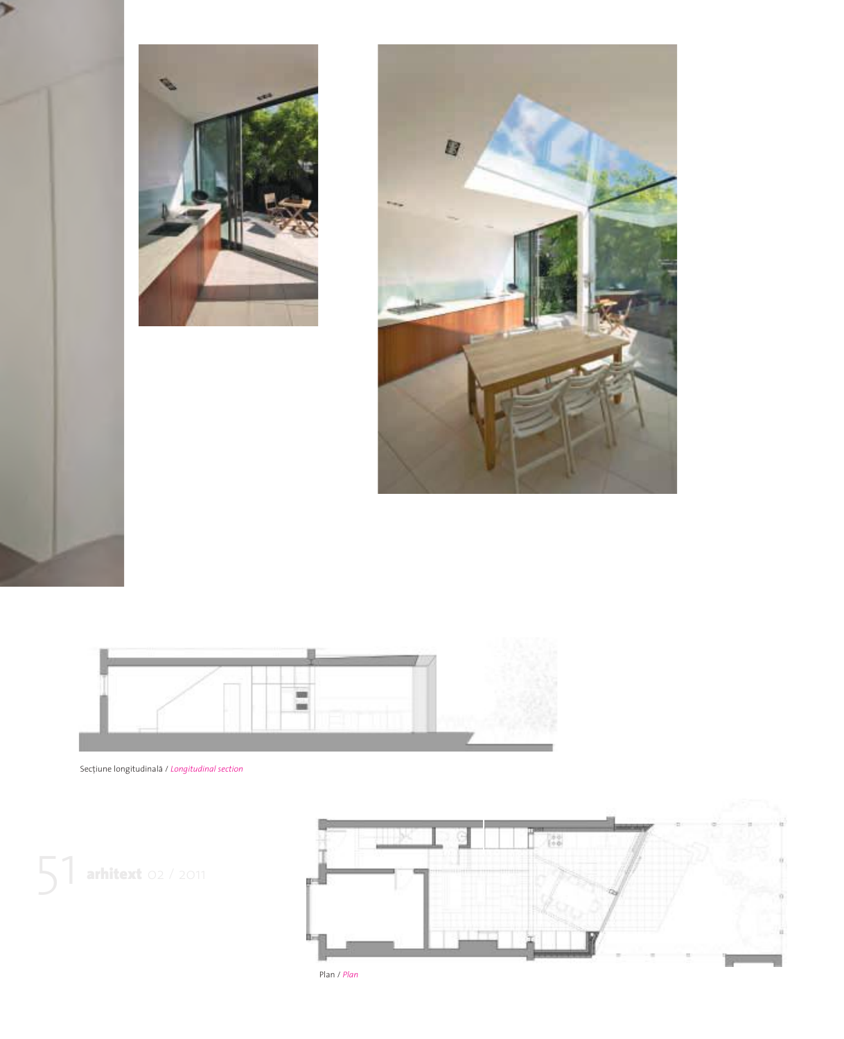Secțiune longitudinală / *Longitudinal section*

Plan / *Plan*